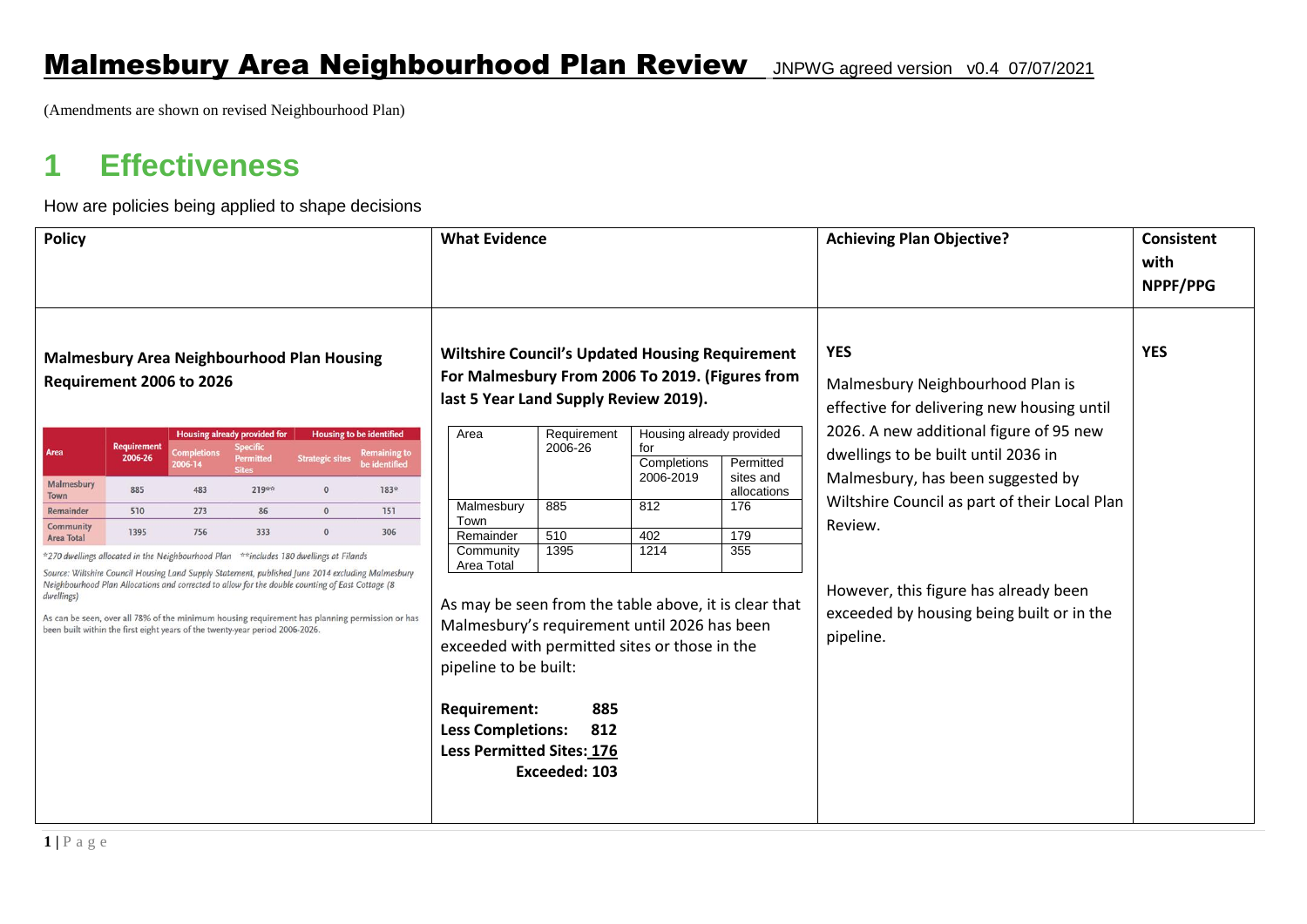# Malmesbury Area Neighbourhood Plan Review JNPWG agreed version v0.4 07/07/2021

(Amendments are shown on revised Neighbourhood Plan)

## 1 Effectiveness

How are policies being applied to shape decisions

| Policy | What Evidence | Achieving Plan Objective? | Consistent with NPPF/PPG |
|---|---|---|---|
| **Malmesbury Area Neighbourhood Plan Housing Requirement 2006 to 2026** (see Table A below) | **Wiltshire Council's Updated Housing Requirement For Malmesbury From 2006 To 2019. (Figures from last 5 Year Land Supply Review 2019).** (see Table B below) As may be seen from the table above, it is clear that Malmesbury's requirement until 2026 has been exceeded with permitted sites or those in the pipeline to be built: **Requirement: 885** **Less Completions: 812** **Less Permitted Sites: 176** **Exceeded: 103** | **YES** Malmesbury Neighbourhood Plan is effective for delivering new housing until 2026. A new additional figure of 95 new dwellings to be built until 2036 in Malmesbury, has been suggested by Wiltshire Council as part of their Local Plan Review. However, this figure has already been exceeded by housing being built or in the pipeline. | **YES** |

**Table A**

| Area | Requirement 2006-26 | Housing already provided for | | Housing to be identified | |
|---|---|---|---|---|---|
| | | Completions 2006-14 | Specific Permitted Sites | Strategic sites | Remaining to be identified |
| Malmesbury Town | 885 | 483 | 219** | 0 | 183* |
| Remainder | 510 | 273 | 86 | 0 | 151 |
| Community Area Total | 1395 | 756 | 333 | 0 | 306 |

*270 dwellings allocated in the Neighbourhood Plan **includes 180 dwellings at Filands

Source: Wiltshire Council Housing Land Supply Statement, published June 2014 excluding Malmesbury Neighbourhood Plan Allocations and corrected to allow for the double counting of East Cottage (8 dwellings)

As can be seen, over all 78% of the minimum housing requirement has planning permission or has been built within the first eight years of the twenty-year period 2006-2026.

**Table B**

| Area | Requirement 2006-26 | Housing already provided for | |
|---|---|---|---|
| | | Completions 2006-2019 | Permitted sites and allocations |
| Malmesbury Town | 885 | 812 | 176 |
| Remainder | 510 | 402 | 179 |
| Community Area Total | 1395 | 1214 | 355 |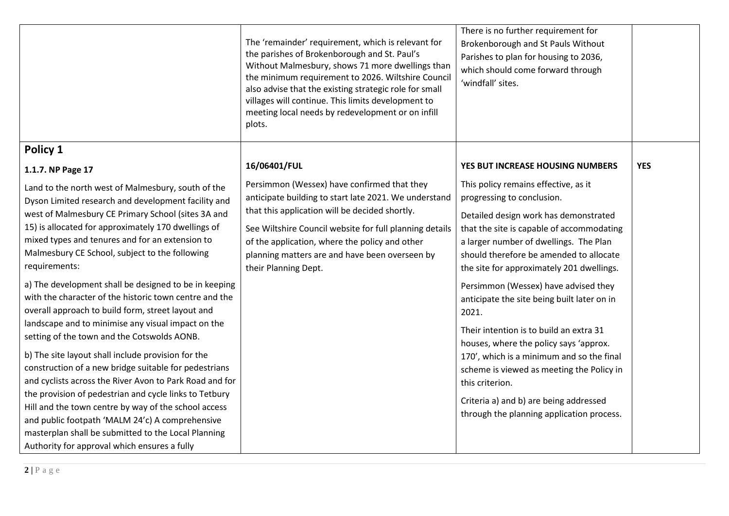| | | | |
|---|---|---|---|
| | The 'remainder' requirement, which is relevant for the parishes of Brokenborough and St. Paul's Without Malmesbury, shows 71 more dwellings than the minimum requirement to 2026. Wiltshire Council also advise that the existing strategic role for small villages will continue. This limits development to meeting local needs by redevelopment or on infill plots. | There is no further requirement for Brokenborough and St Pauls Without Parishes to plan for housing to 2036, which should come forward through 'windfall' sites. | |
| **Policy 1**<br><br>**1.1.7. NP Page 17**<br><br>Land to the north west of Malmesbury, south of the Dyson Limited research and development facility and west of Malmesbury CE Primary School (sites 3A and 15) is allocated for approximately 170 dwellings of mixed types and tenures and for an extension to Malmesbury CE School, subject to the following requirements:<br><br>a) The development shall be designed to be in keeping with the character of the historic town centre and the overall approach to build form, street layout and landscape and to minimise any visual impact on the setting of the town and the Cotswolds AONB.<br><br>b) The site layout shall include provision for the construction of a new bridge suitable for pedestrians and cyclists across the River Avon to Park Road and for the provision of pedestrian and cycle links to Tetbury Hill and the town centre by way of the school access and public footpath 'MALM 24'c) A comprehensive masterplan shall be submitted to the Local Planning Authority for approval which ensures a fully | **16/06401/FUL**<br><br>Persimmon (Wessex) have confirmed that they anticipate building to start late 2021. We understand that this application will be decided shortly.<br><br>See Wiltshire Council website for full planning details of the application, where the policy and other planning matters are and have been overseen by their Planning Dept. | **YES BUT INCREASE HOUSING NUMBERS**<br><br>This policy remains effective, as it progressing to conclusion.<br><br>Detailed design work has demonstrated that the site is capable of accommodating a larger number of dwellings. The Plan should therefore be amended to allocate the site for approximately 201 dwellings.<br><br>Persimmon (Wessex) have advised they anticipate the site being built later on in 2021.<br><br>Their intention is to build an extra 31 houses, where the policy says 'approx. 170', which is a minimum and so the final scheme is viewed as meeting the Policy in this criterion.<br><br>Criteria a) and b) are being addressed through the planning application process. | **YES** |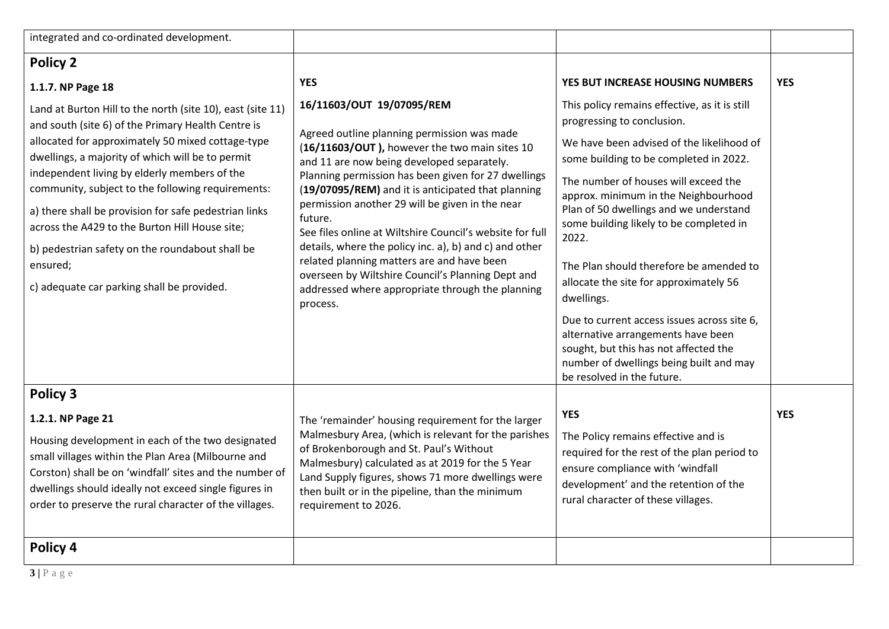| | | | |
|---|---|---|---|
| integrated and co-ordinated development. | | | |
| **Policy 2**<br><br>**1.1.7. NP Page 18**<br><br>Land at Burton Hill to the north (site 10), east (site 11) and south (site 6) of the Primary Health Centre is allocated for approximately 50 mixed cottage-type dwellings, a majority of which will be to permit independent living by elderly members of the community, subject to the following requirements:<br><br>a) there shall be provision for safe pedestrian links across the A429 to the Burton Hill House site;<br><br>b) pedestrian safety on the roundabout shall be ensured;<br><br>c) adequate car parking shall be provided. | **YES**<br><br>**16/11603/OUT 19/07095/REM**<br><br>Agreed outline planning permission was made (**16/11603/OUT ),** however the two main sites 10 and 11 are now being developed separately. Planning permission has been given for 27 dwellings (**19/07095/REM)** and it is anticipated that planning permission another 29 will be given in the near future.<br>See files online at Wiltshire Council's website for full details, where the policy inc. a), b) and c) and other related planning matters are and have been overseen by Wiltshire Council's Planning Dept and addressed where appropriate through the planning process. | **YES BUT INCREASE HOUSING NUMBERS**<br><br>This policy remains effective, as it is still progressing to conclusion.<br><br>We have been advised of the likelihood of some building to be completed in 2022.<br><br>The number of houses will exceed the approx. minimum in the Neighbourhood Plan of 50 dwellings and we understand some building likely to be completed in 2022.<br><br>The Plan should therefore be amended to allocate the site for approximately 56 dwellings.<br><br>Due to current access issues across site 6, alternative arrangements have been sought, but this has not affected the number of dwellings being built and may be resolved in the future. | **YES** |
| **Policy 3**<br><br>**1.2.1. NP Page 21**<br><br>Housing development in each of the two designated small villages within the Plan Area (Milbourne and Corston) shall be on 'windfall' sites and the number of dwellings should ideally not exceed single figures in order to preserve the rural character of the villages. | The 'remainder' housing requirement for the larger Malmesbury Area, (which is relevant for the parishes of Brokenborough and St. Paul's Without Malmesbury) calculated as at 2019 for the 5 Year Land Supply figures, shows 71 more dwellings were then built or in the pipeline, than the minimum requirement to 2026. | **YES**<br><br>The Policy remains effective and is required for the rest of the plan period to ensure compliance with 'windfall development' and the retention of the rural character of these villages. | **YES** |
| **Policy 4** | | | |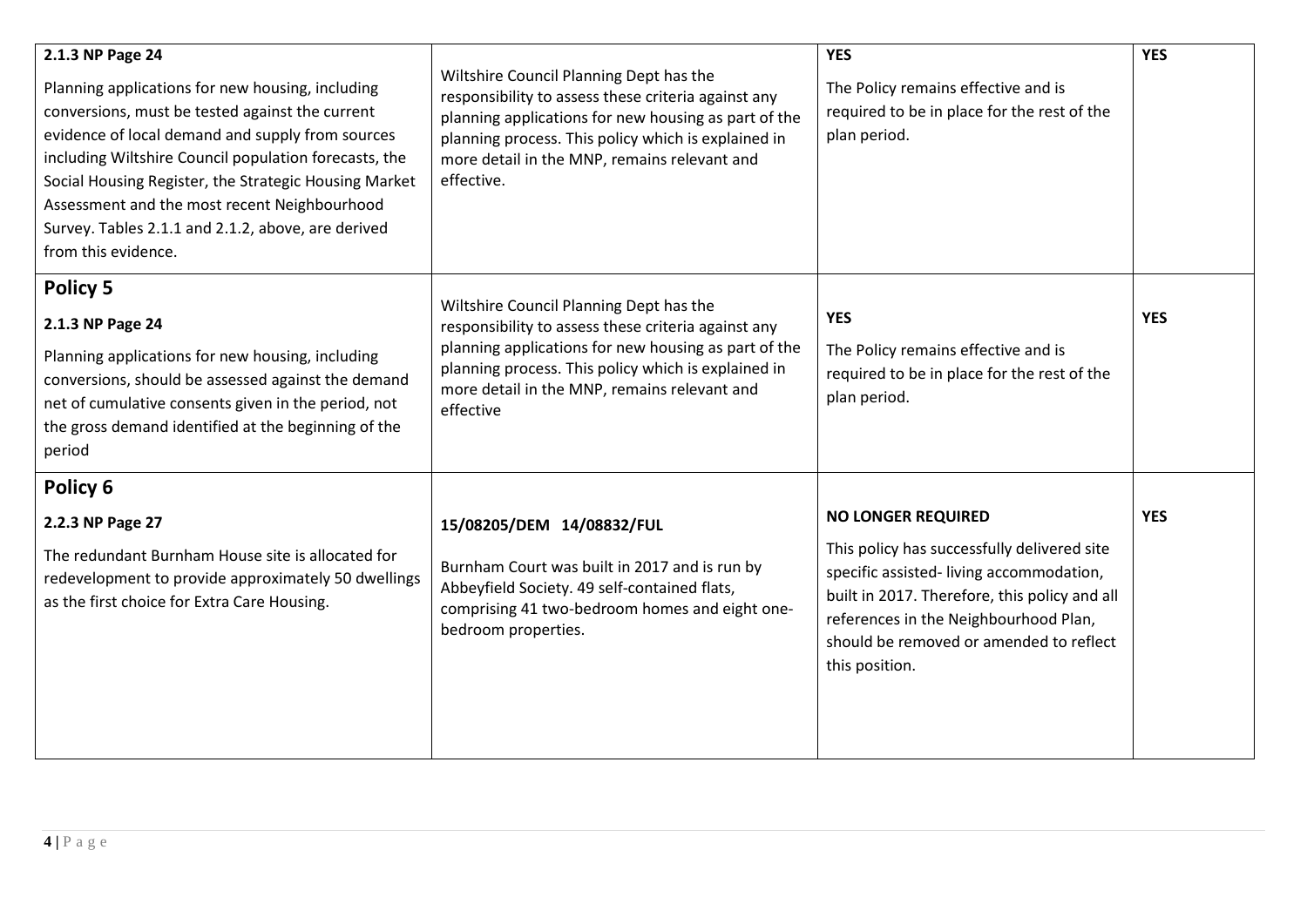| | | | |
|---|---|---|---|
| **2.1.3 NP Page 24**<br><br>Planning applications for new housing, including conversions, must be tested against the current evidence of local demand and supply from sources including Wiltshire Council population forecasts, the Social Housing Register, the Strategic Housing Market Assessment and the most recent Neighbourhood Survey. Tables 2.1.1 and 2.1.2, above, are derived from this evidence. | Wiltshire Council Planning Dept has the responsibility to assess these criteria against any planning applications for new housing as part of the planning process. This policy which is explained in more detail in the MNP, remains relevant and effective. | **YES**<br><br>The Policy remains effective and is required to be in place for the rest of the plan period. | **YES** |
| **Policy 5**<br><br>**2.1.3 NP Page 24**<br><br>Planning applications for new housing, including conversions, should be assessed against the demand net of cumulative consents given in the period, not the gross demand identified at the beginning of the period | Wiltshire Council Planning Dept has the responsibility to assess these criteria against any planning applications for new housing as part of the planning process. This policy which is explained in more detail in the MNP, remains relevant and effective | **YES**<br><br>The Policy remains effective and is required to be in place for the rest of the plan period. | **YES** |
| **Policy 6**<br><br>**2.2.3 NP Page 27**<br><br>The redundant Burnham House site is allocated for redevelopment to provide approximately 50 dwellings as the first choice for Extra Care Housing. | **15/08205/DEM 14/08832/FUL**<br><br>Burnham Court was built in 2017 and is run by Abbeyfield Society. 49 self-contained flats, comprising 41 two-bedroom homes and eight one-bedroom properties. | **NO LONGER REQUIRED**<br><br>This policy has successfully delivered site specific assisted- living accommodation, built in 2017. Therefore, this policy and all references in the Neighbourhood Plan, should be removed or amended to reflect this position. | **YES** |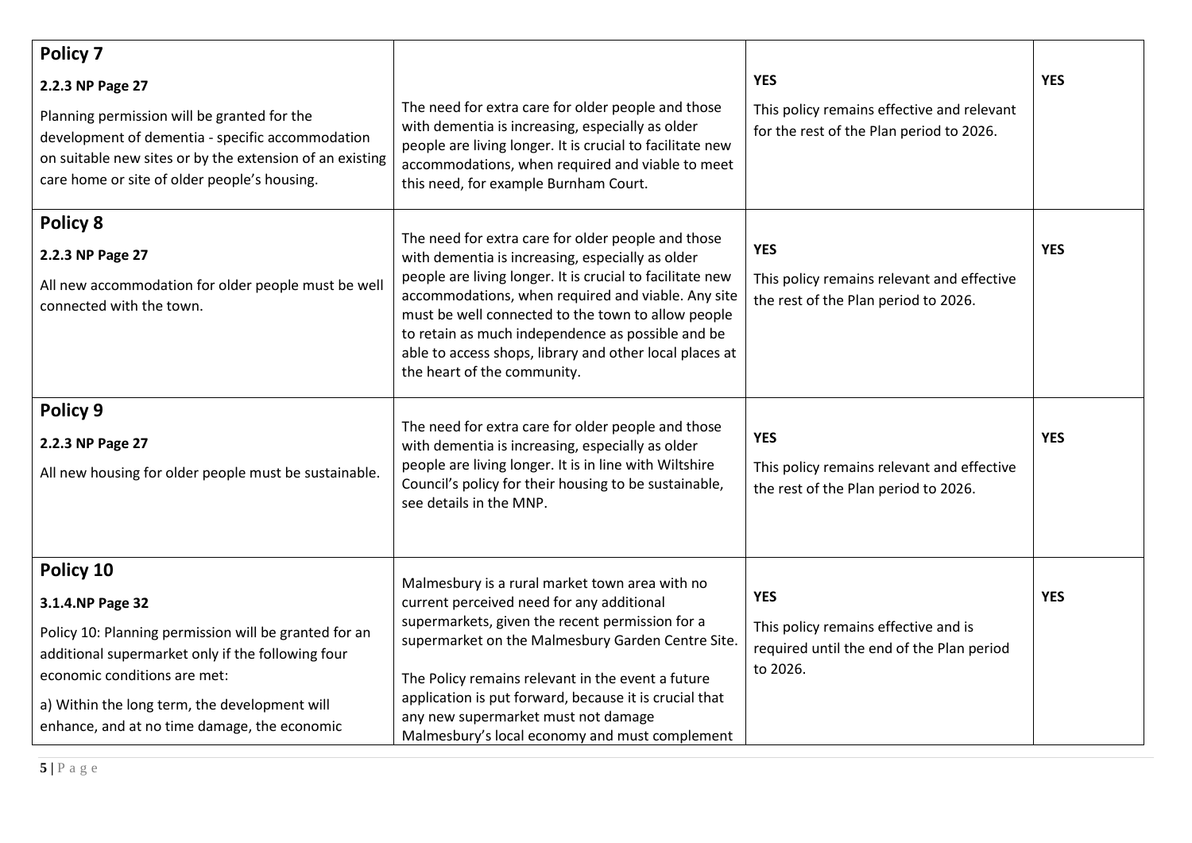| | | | |
|---|---|---|---|
| **Policy 7**<br>**2.2.3 NP Page 27**<br>Planning permission will be granted for the development of dementia - specific accommodation on suitable new sites or by the extension of an existing care home or site of older people's housing. | The need for extra care for older people and those with dementia is increasing, especially as older people are living longer. It is crucial to facilitate new accommodations, when required and viable to meet this need, for example Burnham Court. | **YES**<br>This policy remains effective and relevant for the rest of the Plan period to 2026. | **YES** |
| **Policy 8**<br>**2.2.3 NP Page 27**<br>All new accommodation for older people must be well connected with the town. | The need for extra care for older people and those with dementia is increasing, especially as older people are living longer. It is crucial to facilitate new accommodations, when required and viable. Any site must be well connected to the town to allow people to retain as much independence as possible and be able to access shops, library and other local places at the heart of the community. | **YES**<br>This policy remains relevant and effective the rest of the Plan period to 2026. | **YES** |
| **Policy 9**<br>**2.2.3 NP Page 27**<br>All new housing for older people must be sustainable. | The need for extra care for older people and those with dementia is increasing, especially as older people are living longer. It is in line with Wiltshire Council's policy for their housing to be sustainable, see details in the MNP. | **YES**<br>This policy remains relevant and effective the rest of the Plan period to 2026. | **YES** |
| **Policy 10**<br>**3.1.4.NP Page 32**<br>Policy 10: Planning permission will be granted for an additional supermarket only if the following four economic conditions are met:<br>a) Within the long term, the development will enhance, and at no time damage, the economic | Malmesbury is a rural market town area with no current perceived need for any additional supermarkets, given the recent permission for a supermarket on the Malmesbury Garden Centre Site.<br>The Policy remains relevant in the event a future application is put forward, because it is crucial that any new supermarket must not damage Malmesbury's local economy and must complement | **YES**<br>This policy remains effective and is required until the end of the Plan period to 2026. | **YES** |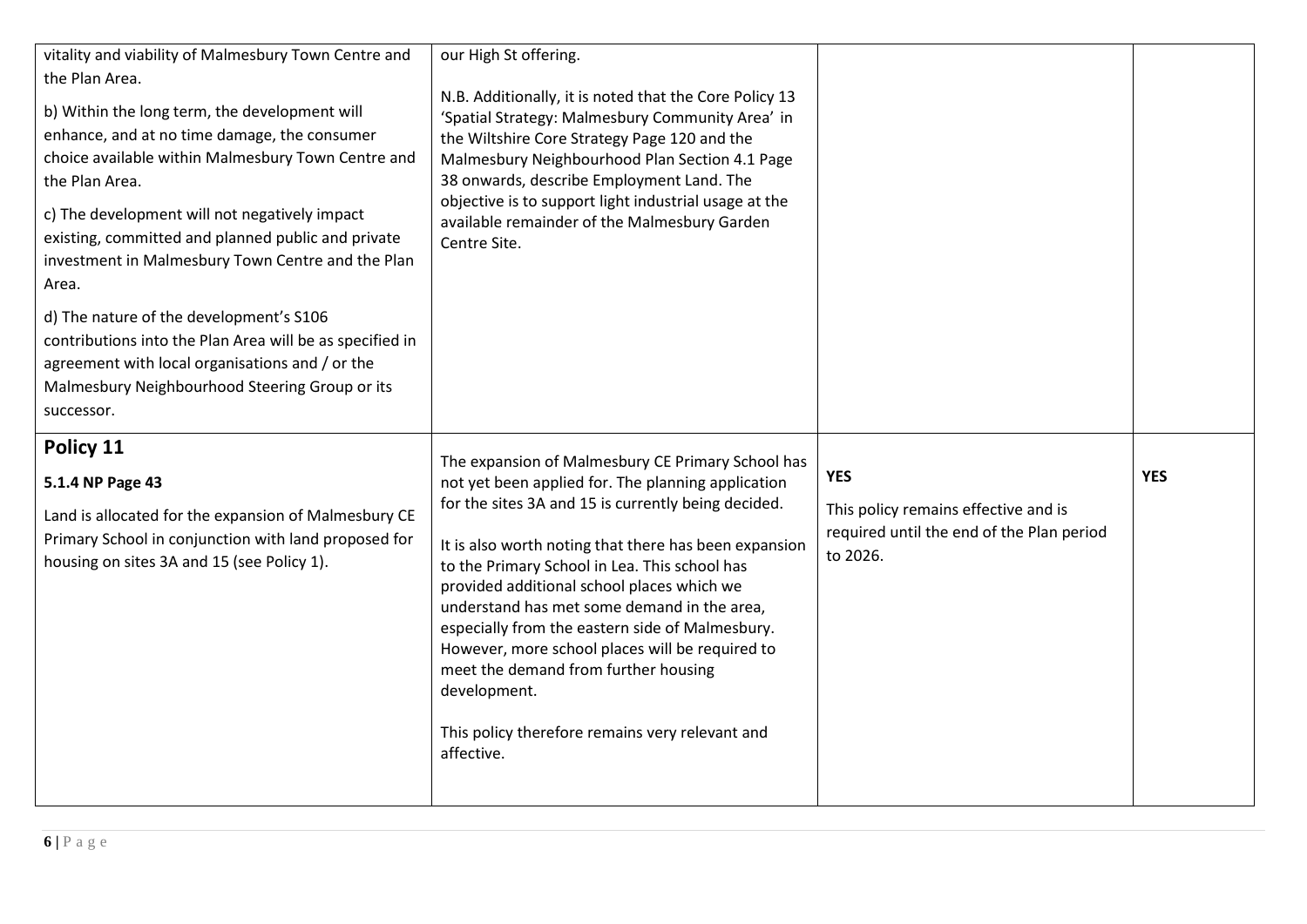| | | | |
|---|---|---|---|
| vitality and viability of Malmesbury Town Centre and the Plan Area.<br><br>b) Within the long term, the development will enhance, and at no time damage, the consumer choice available within Malmesbury Town Centre and the Plan Area.<br><br>c) The development will not negatively impact existing, committed and planned public and private investment in Malmesbury Town Centre and the Plan Area.<br><br>d) The nature of the development's S106 contributions into the Plan Area will be as specified in agreement with local organisations and / or the Malmesbury Neighbourhood Steering Group or its successor. | our High St offering.<br><br>N.B. Additionally, it is noted that the Core Policy 13 'Spatial Strategy: Malmesbury Community Area' in the Wiltshire Core Strategy Page 120 and the Malmesbury Neighbourhood Plan Section 4.1 Page 38 onwards, describe Employment Land. The objective is to support light industrial usage at the available remainder of the Malmesbury Garden Centre Site. | | |
| **Policy 11**<br><br>**5.1.4 NP Page 43**<br><br>Land is allocated for the expansion of Malmesbury CE Primary School in conjunction with land proposed for housing on sites 3A and 15 (see Policy 1). | The expansion of Malmesbury CE Primary School has not yet been applied for. The planning application for the sites 3A and 15 is currently being decided.<br><br>It is also worth noting that there has been expansion to the Primary School in Lea. This school has provided additional school places which we understand has met some demand in the area, especially from the eastern side of Malmesbury. However, more school places will be required to meet the demand from further housing development.<br><br>This policy therefore remains very relevant and affective. | **YES**<br><br>This policy remains effective and is required until the end of the Plan period to 2026. | **YES** |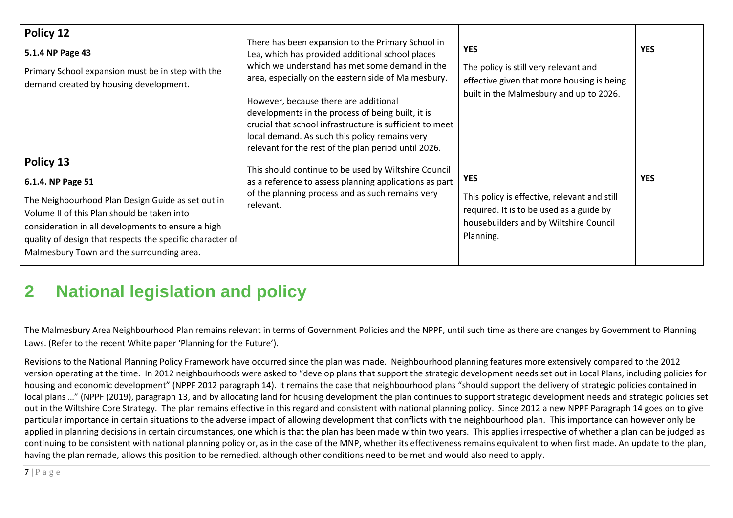| **Policy 12**<br><br>**5.1.4 NP Page 43**<br><br>Primary School expansion must be in step with the demand created by housing development. | There has been expansion to the Primary School in Lea, which has provided additional school places which we understand has met some demand in the area, especially on the eastern side of Malmesbury.<br><br>However, because there are additional developments in the process of being built, it is crucial that school infrastructure is sufficient to meet local demand. As such this policy remains very relevant for the rest of the plan period until 2026. | **YES**<br><br>The policy is still very relevant and effective given that more housing is being built in the Malmesbury and up to 2026. | **YES** |
|---|---|---|---|
| **Policy 13**<br><br>**6.1.4. NP Page 51**<br><br>The Neighbourhood Plan Design Guide as set out in Volume II of this Plan should be taken into consideration in all developments to ensure a high quality of design that respects the specific character of Malmesbury Town and the surrounding area. | This should continue to be used by Wiltshire Council as a reference to assess planning applications as part of the planning process and as such remains very relevant. | **YES**<br><br>This policy is effective, relevant and still required. It is to be used as a guide by housebuilders and by Wiltshire Council Planning. | **YES** |

# 2 National legislation and policy

The Malmesbury Area Neighbourhood Plan remains relevant in terms of Government Policies and the NPPF, until such time as there are changes by Government to Planning Laws. (Refer to the recent White paper 'Planning for the Future').

Revisions to the National Planning Policy Framework have occurred since the plan was made. Neighbourhood planning features more extensively compared to the 2012 version operating at the time. In 2012 neighbourhoods were asked to "develop plans that support the strategic development needs set out in Local Plans, including policies for housing and economic development" (NPPF 2012 paragraph 14). It remains the case that neighbourhood plans "should support the delivery of strategic policies contained in local plans …" (NPPF (2019), paragraph 13, and by allocating land for housing development the plan continues to support strategic development needs and strategic policies set out in the Wiltshire Core Strategy. The plan remains effective in this regard and consistent with national planning policy. Since 2012 a new NPPF Paragraph 14 goes on to give particular importance in certain situations to the adverse impact of allowing development that conflicts with the neighbourhood plan. This importance can however only be applied in planning decisions in certain circumstances, one which is that the plan has been made within two years. This applies irrespective of whether a plan can be judged as continuing to be consistent with national planning policy or, as in the case of the MNP, whether its effectiveness remains equivalent to when first made. An update to the plan, having the plan remade, allows this position to be remedied, although other conditions need to be met and would also need to apply.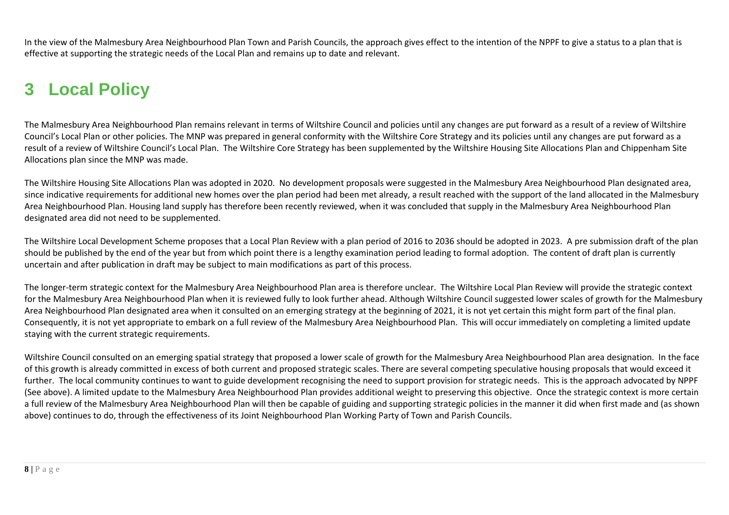In the view of the Malmesbury Area Neighbourhood Plan Town and Parish Councils, the approach gives effect to the intention of the NPPF to give a status to a plan that is effective at supporting the strategic needs of the Local Plan and remains up to date and relevant.

# 3 Local Policy

The Malmesbury Area Neighbourhood Plan remains relevant in terms of Wiltshire Council and policies until any changes are put forward as a result of a review of Wiltshire Council's Local Plan or other policies. The MNP was prepared in general conformity with the Wiltshire Core Strategy and its policies until any changes are put forward as a result of a review of Wiltshire Council's Local Plan. The Wiltshire Core Strategy has been supplemented by the Wiltshire Housing Site Allocations Plan and Chippenham Site Allocations plan since the MNP was made.

The Wiltshire Housing Site Allocations Plan was adopted in 2020. No development proposals were suggested in the Malmesbury Area Neighbourhood Plan designated area, since indicative requirements for additional new homes over the plan period had been met already, a result reached with the support of the land allocated in the Malmesbury Area Neighbourhood Plan. Housing land supply has therefore been recently reviewed, when it was concluded that supply in the Malmesbury Area Neighbourhood Plan designated area did not need to be supplemented.

The Wiltshire Local Development Scheme proposes that a Local Plan Review with a plan period of 2016 to 2036 should be adopted in 2023. A pre submission draft of the plan should be published by the end of the year but from which point there is a lengthy examination period leading to formal adoption. The content of draft plan is currently uncertain and after publication in draft may be subject to main modifications as part of this process.

The longer-term strategic context for the Malmesbury Area Neighbourhood Plan area is therefore unclear. The Wiltshire Local Plan Review will provide the strategic context for the Malmesbury Area Neighbourhood Plan when it is reviewed fully to look further ahead. Although Wiltshire Council suggested lower scales of growth for the Malmesbury Area Neighbourhood Plan designated area when it consulted on an emerging strategy at the beginning of 2021, it is not yet certain this might form part of the final plan. Consequently, it is not yet appropriate to embark on a full review of the Malmesbury Area Neighbourhood Plan. This will occur immediately on completing a limited update staying with the current strategic requirements.

Wiltshire Council consulted on an emerging spatial strategy that proposed a lower scale of growth for the Malmesbury Area Neighbourhood Plan area designation. In the face of this growth is already committed in excess of both current and proposed strategic scales. There are several competing speculative housing proposals that would exceed it further. The local community continues to want to guide development recognising the need to support provision for strategic needs. This is the approach advocated by NPPF (See above). A limited update to the Malmesbury Area Neighbourhood Plan provides additional weight to preserving this objective. Once the strategic context is more certain a full review of the Malmesbury Area Neighbourhood Plan will then be capable of guiding and supporting strategic policies in the manner it did when first made and (as shown above) continues to do, through the effectiveness of its Joint Neighbourhood Plan Working Party of Town and Parish Councils.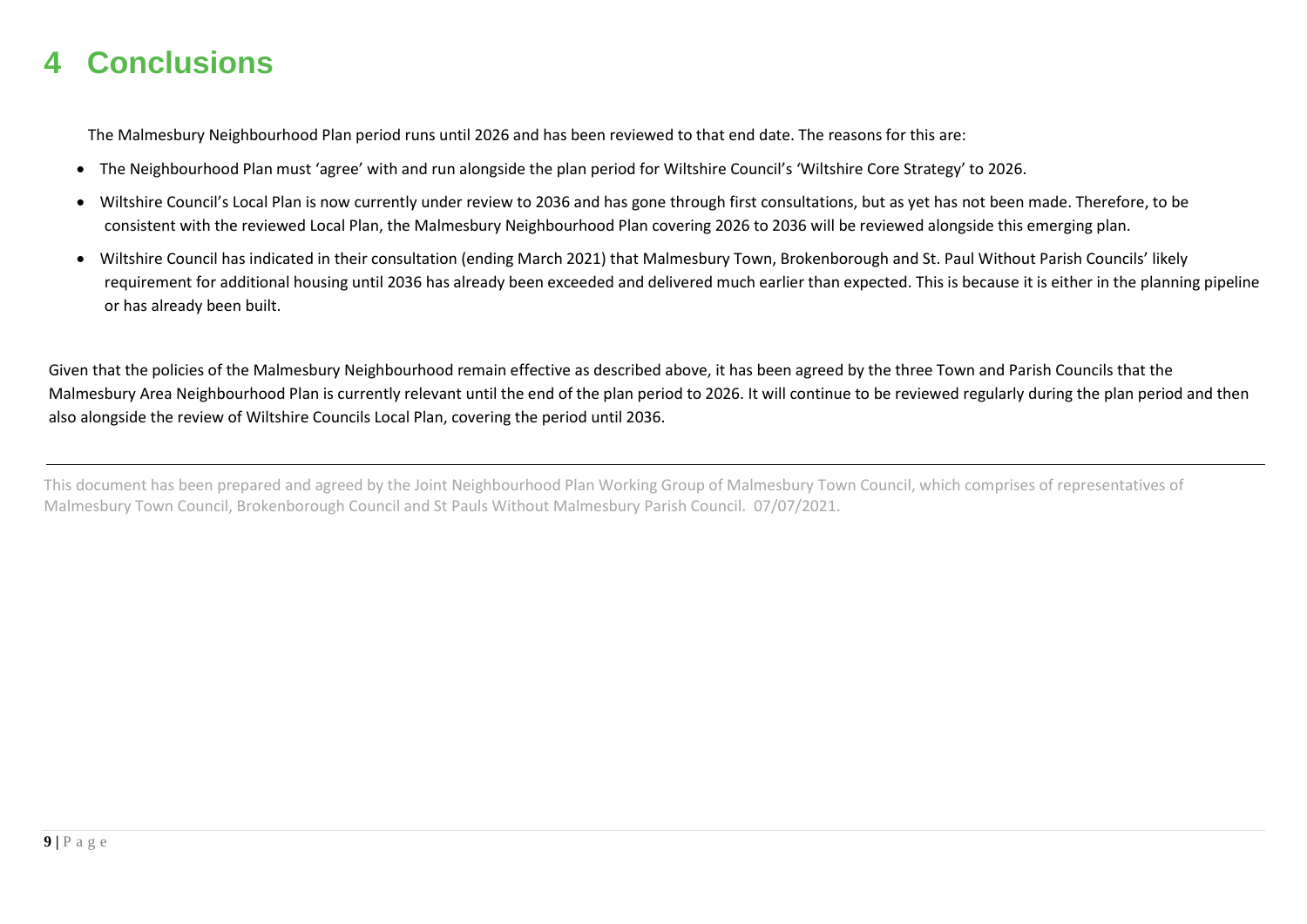# 4 Conclusions

The Malmesbury Neighbourhood Plan period runs until 2026 and has been reviewed to that end date. The reasons for this are:

- The Neighbourhood Plan must 'agree' with and run alongside the plan period for Wiltshire Council's 'Wiltshire Core Strategy' to 2026.
- Wiltshire Council's Local Plan is now currently under review to 2036 and has gone through first consultations, but as yet has not been made. Therefore, to be consistent with the reviewed Local Plan, the Malmesbury Neighbourhood Plan covering 2026 to 2036 will be reviewed alongside this emerging plan.
- Wiltshire Council has indicated in their consultation (ending March 2021) that Malmesbury Town, Brokenborough and St. Paul Without Parish Councils' likely requirement for additional housing until 2036 has already been exceeded and delivered much earlier than expected. This is because it is either in the planning pipeline or has already been built.

Given that the policies of the Malmesbury Neighbourhood remain effective as described above, it has been agreed by the three Town and Parish Councils that the Malmesbury Area Neighbourhood Plan is currently relevant until the end of the plan period to 2026. It will continue to be reviewed regularly during the plan period and then also alongside the review of Wiltshire Councils Local Plan, covering the period until 2036.

---

This document has been prepared and agreed by the Joint Neighbourhood Plan Working Group of Malmesbury Town Council, which comprises of representatives of Malmesbury Town Council, Brokenborough Council and St Pauls Without Malmesbury Parish Council. 07/07/2021.